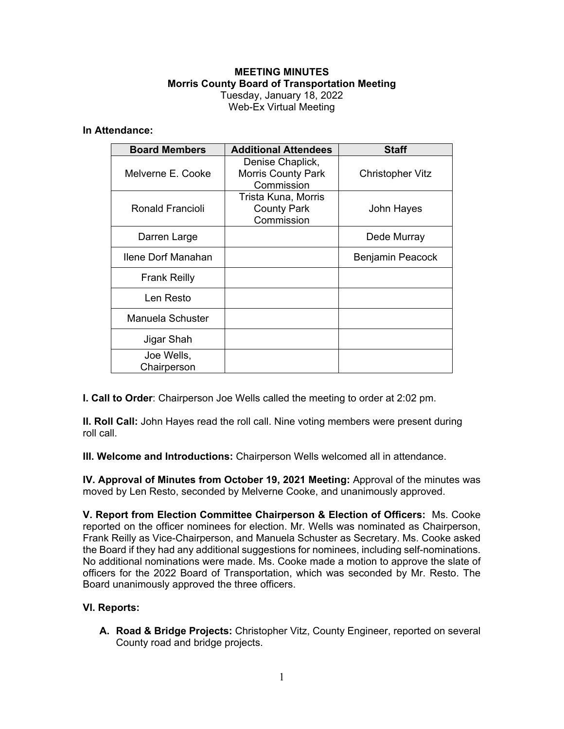**MEETING MINUTES**
**Morris County Board of Transportation Meeting**
Tuesday, January 18, 2022
Web-Ex Virtual Meeting

**In Attendance:**

| Board Members | Additional Attendees | Staff |
|---|---|---|
| Melverne E. Cooke | Denise Chaplick, Morris County Park Commission | Christopher Vitz |
| Ronald Francioli | Trista Kuna, Morris County Park Commission | John Hayes |
| Darren Large | | Dede Murray |
| Ilene Dorf Manahan | | Benjamin Peacock |
| Frank Reilly | | |
| Len Resto | | |
| Manuela Schuster | | |
| Jigar Shah | | |
| Joe Wells, Chairperson | | |

**I. Call to Order**: Chairperson Joe Wells called the meeting to order at 2:02 pm.

**II. Roll Call:** John Hayes read the roll call. Nine voting members were present during roll call.

**III. Welcome and Introductions:** Chairperson Wells welcomed all in attendance.

**IV. Approval of Minutes from October 19, 2021 Meeting:** Approval of the minutes was moved by Len Resto, seconded by Melverne Cooke, and unanimously approved.

**V. Report from Election Committee Chairperson & Election of Officers:** Ms. Cooke reported on the officer nominees for election. Mr. Wells was nominated as Chairperson, Frank Reilly as Vice-Chairperson, and Manuela Schuster as Secretary. Ms. Cooke asked the Board if they had any additional suggestions for nominees, including self-nominations. No additional nominations were made. Ms. Cooke made a motion to approve the slate of officers for the 2022 Board of Transportation, which was seconded by Mr. Resto. The Board unanimously approved the three officers.

**VI. Reports:**

**A. Road & Bridge Projects:** Christopher Vitz, County Engineer, reported on several County road and bridge projects.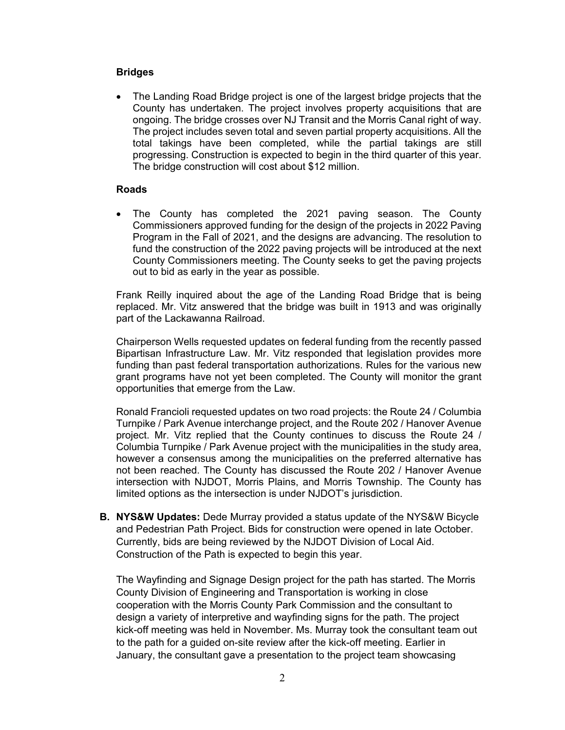**Bridges**

- The Landing Road Bridge project is one of the largest bridge projects that the County has undertaken. The project involves property acquisitions that are ongoing. The bridge crosses over NJ Transit and the Morris Canal right of way. The project includes seven total and seven partial property acquisitions. All the total takings have been completed, while the partial takings are still progressing. Construction is expected to begin in the third quarter of this year. The bridge construction will cost about $12 million.

**Roads**

- The County has completed the 2021 paving season. The County Commissioners approved funding for the design of the projects in 2022 Paving Program in the Fall of 2021, and the designs are advancing. The resolution to fund the construction of the 2022 paving projects will be introduced at the next County Commissioners meeting. The County seeks to get the paving projects out to bid as early in the year as possible.

Frank Reilly inquired about the age of the Landing Road Bridge that is being replaced. Mr. Vitz answered that the bridge was built in 1913 and was originally part of the Lackawanna Railroad.

Chairperson Wells requested updates on federal funding from the recently passed Bipartisan Infrastructure Law. Mr. Vitz responded that legislation provides more funding than past federal transportation authorizations. Rules for the various new grant programs have not yet been completed. The County will monitor the grant opportunities that emerge from the Law.

Ronald Francioli requested updates on two road projects: the Route 24 / Columbia Turnpike / Park Avenue interchange project, and the Route 202 / Hanover Avenue project. Mr. Vitz replied that the County continues to discuss the Route 24 / Columbia Turnpike / Park Avenue project with the municipalities in the study area, however a consensus among the municipalities on the preferred alternative has not been reached. The County has discussed the Route 202 / Hanover Avenue intersection with NJDOT, Morris Plains, and Morris Township. The County has limited options as the intersection is under NJDOT's jurisdiction.

**B. NYS&W Updates:** Dede Murray provided a status update of the NYS&W Bicycle and Pedestrian Path Project. Bids for construction were opened in late October. Currently, bids are being reviewed by the NJDOT Division of Local Aid. Construction of the Path is expected to begin this year.

The Wayfinding and Signage Design project for the path has started. The Morris County Division of Engineering and Transportation is working in close cooperation with the Morris County Park Commission and the consultant to design a variety of interpretive and wayfinding signs for the path. The project kick-off meeting was held in November. Ms. Murray took the consultant team out to the path for a guided on-site review after the kick-off meeting. Earlier in January, the consultant gave a presentation to the project team showcasing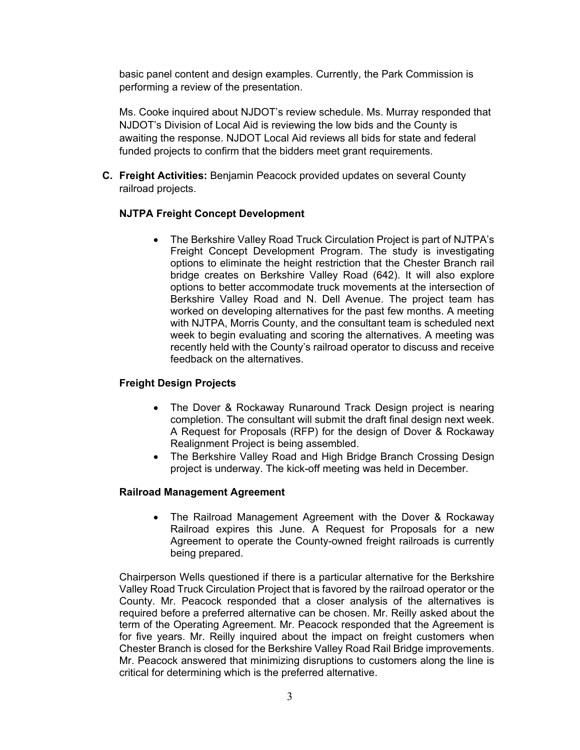basic panel content and design examples. Currently, the Park Commission is performing a review of the presentation.

Ms. Cooke inquired about NJDOT's review schedule. Ms. Murray responded that NJDOT's Division of Local Aid is reviewing the low bids and the County is awaiting the response. NJDOT Local Aid reviews all bids for state and federal funded projects to confirm that the bidders meet grant requirements.

**C. Freight Activities:** Benjamin Peacock provided updates on several County railroad projects.

**NJTPA Freight Concept Development**

- The Berkshire Valley Road Truck Circulation Project is part of NJTPA's Freight Concept Development Program. The study is investigating options to eliminate the height restriction that the Chester Branch rail bridge creates on Berkshire Valley Road (642). It will also explore options to better accommodate truck movements at the intersection of Berkshire Valley Road and N. Dell Avenue. The project team has worked on developing alternatives for the past few months. A meeting with NJTPA, Morris County, and the consultant team is scheduled next week to begin evaluating and scoring the alternatives. A meeting was recently held with the County's railroad operator to discuss and receive feedback on the alternatives.

**Freight Design Projects**

- The Dover & Rockaway Runaround Track Design project is nearing completion. The consultant will submit the draft final design next week. A Request for Proposals (RFP) for the design of Dover & Rockaway Realignment Project is being assembled.
- The Berkshire Valley Road and High Bridge Branch Crossing Design project is underway. The kick-off meeting was held in December.

**Railroad Management Agreement**

- The Railroad Management Agreement with the Dover & Rockaway Railroad expires this June. A Request for Proposals for a new Agreement to operate the County-owned freight railroads is currently being prepared.

Chairperson Wells questioned if there is a particular alternative for the Berkshire Valley Road Truck Circulation Project that is favored by the railroad operator or the County. Mr. Peacock responded that a closer analysis of the alternatives is required before a preferred alternative can be chosen. Mr. Reilly asked about the term of the Operating Agreement. Mr. Peacock responded that the Agreement is for five years. Mr. Reilly inquired about the impact on freight customers when Chester Branch is closed for the Berkshire Valley Road Rail Bridge improvements. Mr. Peacock answered that minimizing disruptions to customers along the line is critical for determining which is the preferred alternative.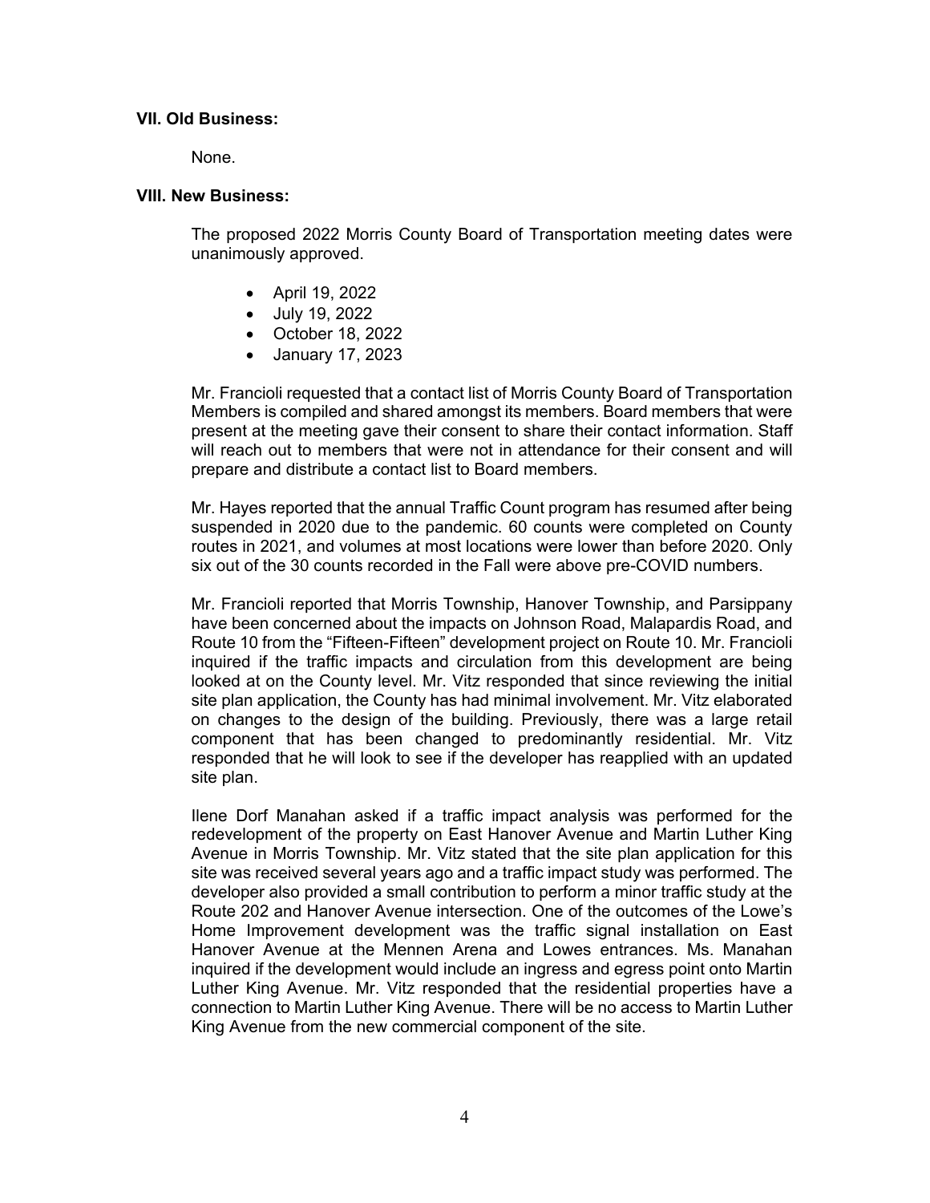### VII. Old Business:

None.

### VIII. New Business:

The proposed 2022 Morris County Board of Transportation meeting dates were unanimously approved.

- April 19, 2022
- July 19, 2022
- October 18, 2022
- January 17, 2023

Mr. Francioli requested that a contact list of Morris County Board of Transportation Members is compiled and shared amongst its members. Board members that were present at the meeting gave their consent to share their contact information. Staff will reach out to members that were not in attendance for their consent and will prepare and distribute a contact list to Board members.

Mr. Hayes reported that the annual Traffic Count program has resumed after being suspended in 2020 due to the pandemic. 60 counts were completed on County routes in 2021, and volumes at most locations were lower than before 2020. Only six out of the 30 counts recorded in the Fall were above pre-COVID numbers.

Mr. Francioli reported that Morris Township, Hanover Township, and Parsippany have been concerned about the impacts on Johnson Road, Malapardis Road, and Route 10 from the "Fifteen-Fifteen" development project on Route 10. Mr. Francioli inquired if the traffic impacts and circulation from this development are being looked at on the County level. Mr. Vitz responded that since reviewing the initial site plan application, the County has had minimal involvement. Mr. Vitz elaborated on changes to the design of the building. Previously, there was a large retail component that has been changed to predominantly residential. Mr. Vitz responded that he will look to see if the developer has reapplied with an updated site plan.

Ilene Dorf Manahan asked if a traffic impact analysis was performed for the redevelopment of the property on East Hanover Avenue and Martin Luther King Avenue in Morris Township. Mr. Vitz stated that the site plan application for this site was received several years ago and a traffic impact study was performed. The developer also provided a small contribution to perform a minor traffic study at the Route 202 and Hanover Avenue intersection. One of the outcomes of the Lowe's Home Improvement development was the traffic signal installation on East Hanover Avenue at the Mennen Arena and Lowes entrances. Ms. Manahan inquired if the development would include an ingress and egress point onto Martin Luther King Avenue. Mr. Vitz responded that the residential properties have a connection to Martin Luther King Avenue. There will be no access to Martin Luther King Avenue from the new commercial component of the site.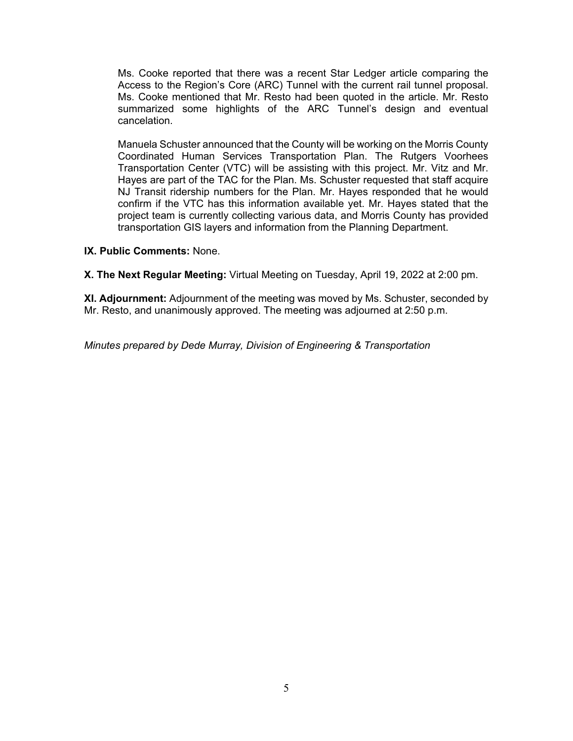Ms. Cooke reported that there was a recent Star Ledger article comparing the Access to the Region's Core (ARC) Tunnel with the current rail tunnel proposal. Ms. Cooke mentioned that Mr. Resto had been quoted in the article. Mr. Resto summarized some highlights of the ARC Tunnel's design and eventual cancelation.

Manuela Schuster announced that the County will be working on the Morris County Coordinated Human Services Transportation Plan. The Rutgers Voorhees Transportation Center (VTC) will be assisting with this project. Mr. Vitz and Mr. Hayes are part of the TAC for the Plan. Ms. Schuster requested that staff acquire NJ Transit ridership numbers for the Plan. Mr. Hayes responded that he would confirm if the VTC has this information available yet. Mr. Hayes stated that the project team is currently collecting various data, and Morris County has provided transportation GIS layers and information from the Planning Department.

**IX. Public Comments:** None.

**X. The Next Regular Meeting:** Virtual Meeting on Tuesday, April 19, 2022 at 2:00 pm.

**XI. Adjournment:** Adjournment of the meeting was moved by Ms. Schuster, seconded by Mr. Resto, and unanimously approved. The meeting was adjourned at 2:50 p.m.

*Minutes prepared by Dede Murray, Division of Engineering & Transportation*